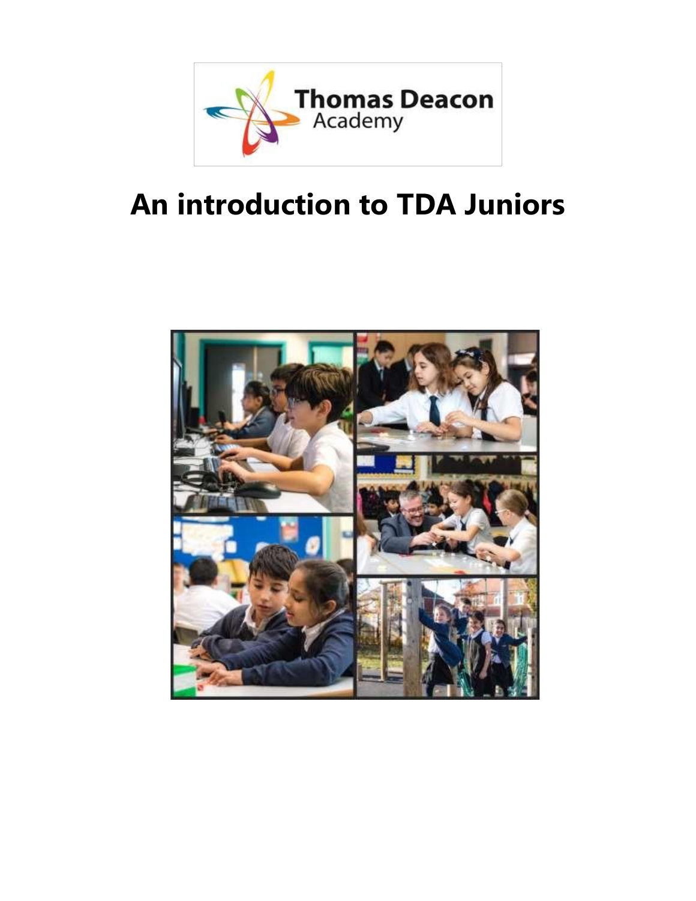# An introduction to TDA Juniors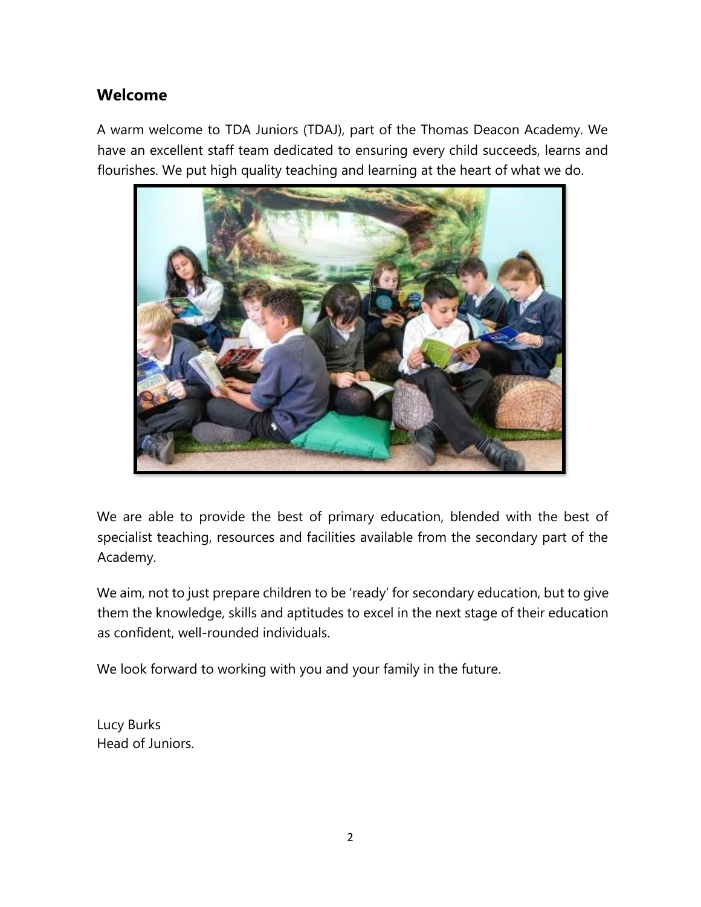## Welcome

A warm welcome to TDA Juniors (TDAJ), part of the Thomas Deacon Academy. We have an excellent staff team dedicated to ensuring every child succeeds, learns and flourishes. We put high quality teaching and learning at the heart of what we do.

We are able to provide the best of primary education, blended with the best of specialist teaching, resources and facilities available from the secondary part of the Academy.

We aim, not to just prepare children to be 'ready' for secondary education, but to give them the knowledge, skills and aptitudes to excel in the next stage of their education as confident, well-rounded individuals.

We look forward to working with you and your family in the future.

Lucy Burks
Head of Juniors.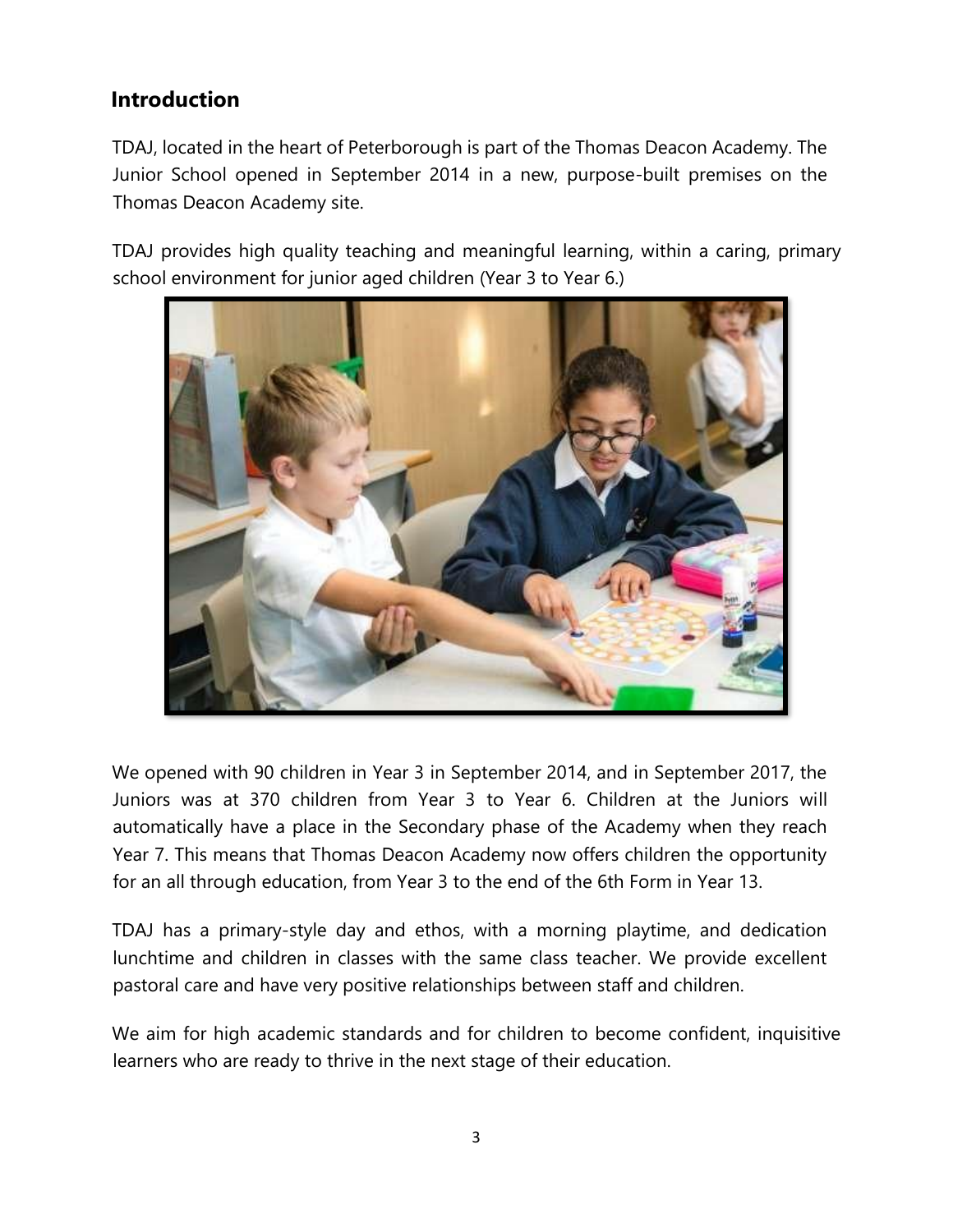## Introduction

TDAJ, located in the heart of Peterborough is part of the Thomas Deacon Academy. The Junior School opened in September 2014 in a new, purpose-built premises on the Thomas Deacon Academy site.

TDAJ provides high quality teaching and meaningful learning, within a caring, primary school environment for junior aged children (Year 3 to Year 6.)

We opened with 90 children in Year 3 in September 2014, and in September 2017, the Juniors was at 370 children from Year 3 to Year 6. Children at the Juniors will automatically have a place in the Secondary phase of the Academy when they reach Year 7. This means that Thomas Deacon Academy now offers children the opportunity for an all through education, from Year 3 to the end of the 6th Form in Year 13.

TDAJ has a primary-style day and ethos, with a morning playtime, and dedication lunchtime and children in classes with the same class teacher. We provide excellent pastoral care and have very positive relationships between staff and children.

We aim for high academic standards and for children to become confident, inquisitive learners who are ready to thrive in the next stage of their education.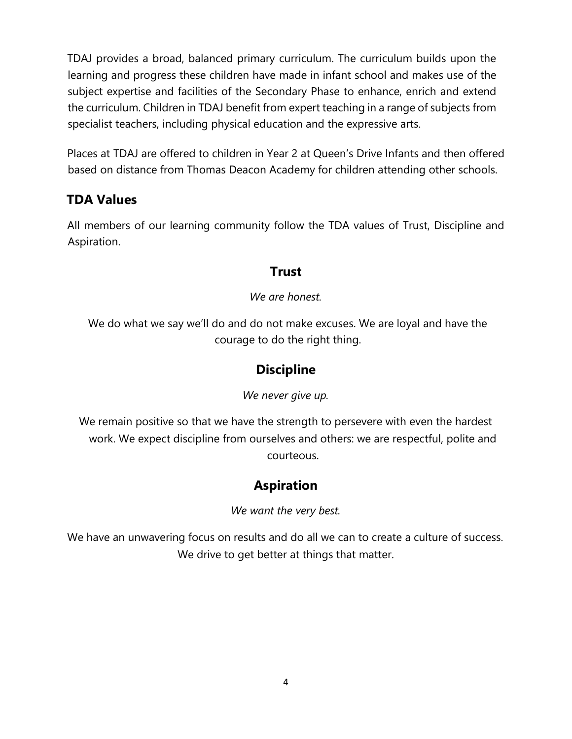TDAJ provides a broad, balanced primary curriculum. The curriculum builds upon the learning and progress these children have made in infant school and makes use of the subject expertise and facilities of the Secondary Phase to enhance, enrich and extend the curriculum. Children in TDAJ benefit from expert teaching in a range of subjects from specialist teachers, including physical education and the expressive arts.

Places at TDAJ are offered to children in Year 2 at Queen's Drive Infants and then offered based on distance from Thomas Deacon Academy for children attending other schools.

## TDA Values

All members of our learning community follow the TDA values of Trust, Discipline and Aspiration.

### Trust

*We are honest.*

We do what we say we'll do and do not make excuses. We are loyal and have the courage to do the right thing.

### Discipline

*We never give up.*

We remain positive so that we have the strength to persevere with even the hardest work. We expect discipline from ourselves and others: we are respectful, polite and courteous.

### Aspiration

*We want the very best.*

We have an unwavering focus on results and do all we can to create a culture of success. We drive to get better at things that matter.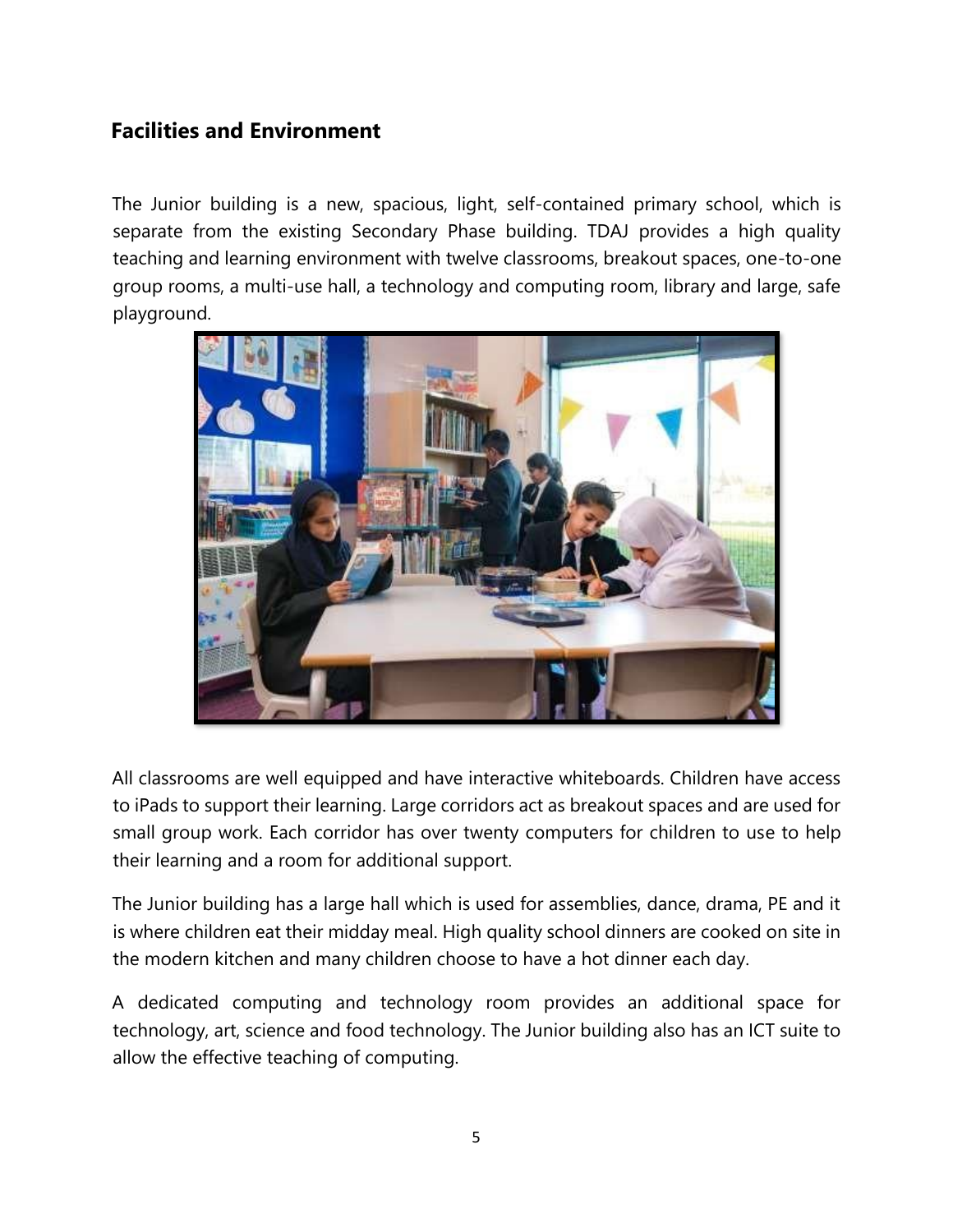## Facilities and Environment

The Junior building is a new, spacious, light, self-contained primary school, which is separate from the existing Secondary Phase building. TDAJ provides a high quality teaching and learning environment with twelve classrooms, breakout spaces, one-to-one group rooms, a multi-use hall, a technology and computing room, library and large, safe playground.

All classrooms are well equipped and have interactive whiteboards. Children have access to iPads to support their learning. Large corridors act as breakout spaces and are used for small group work. Each corridor has over twenty computers for children to use to help their learning and a room for additional support.

The Junior building has a large hall which is used for assemblies, dance, drama, PE and it is where children eat their midday meal. High quality school dinners are cooked on site in the modern kitchen and many children choose to have a hot dinner each day.

A dedicated computing and technology room provides an additional space for technology, art, science and food technology. The Junior building also has an ICT suite to allow the effective teaching of computing.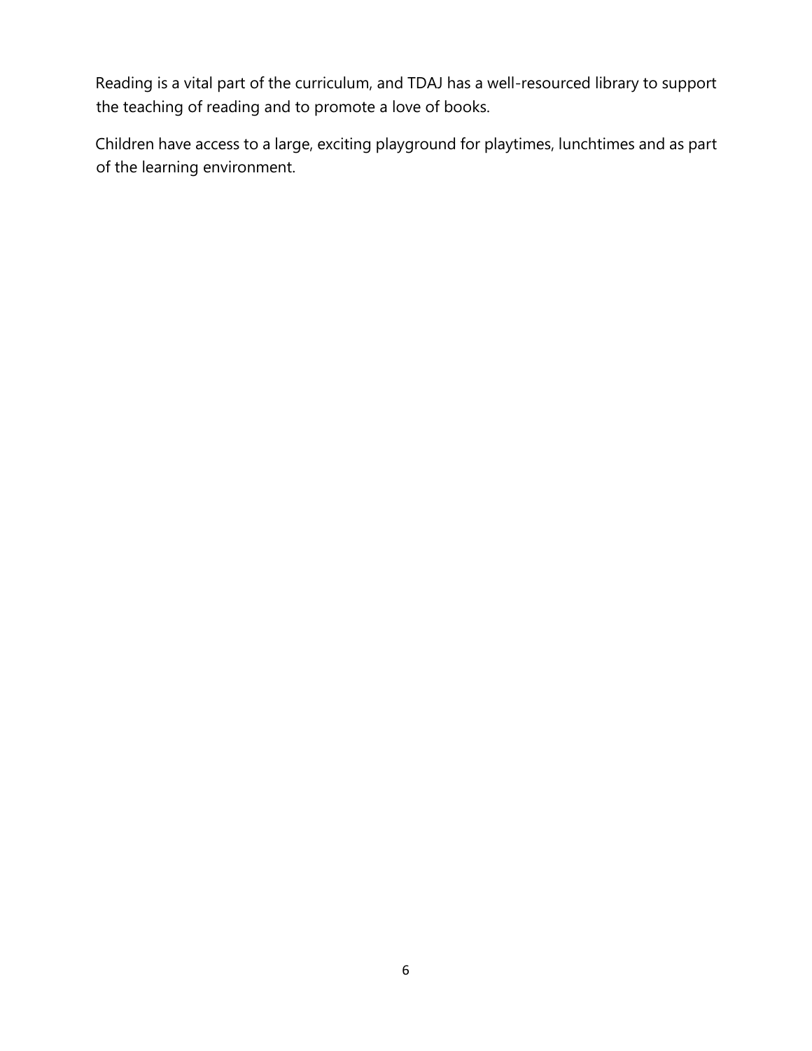Reading is a vital part of the curriculum, and TDAJ has a well-resourced library to support the teaching of reading and to promote a love of books.

Children have access to a large, exciting playground for playtimes, lunchtimes and as part of the learning environment.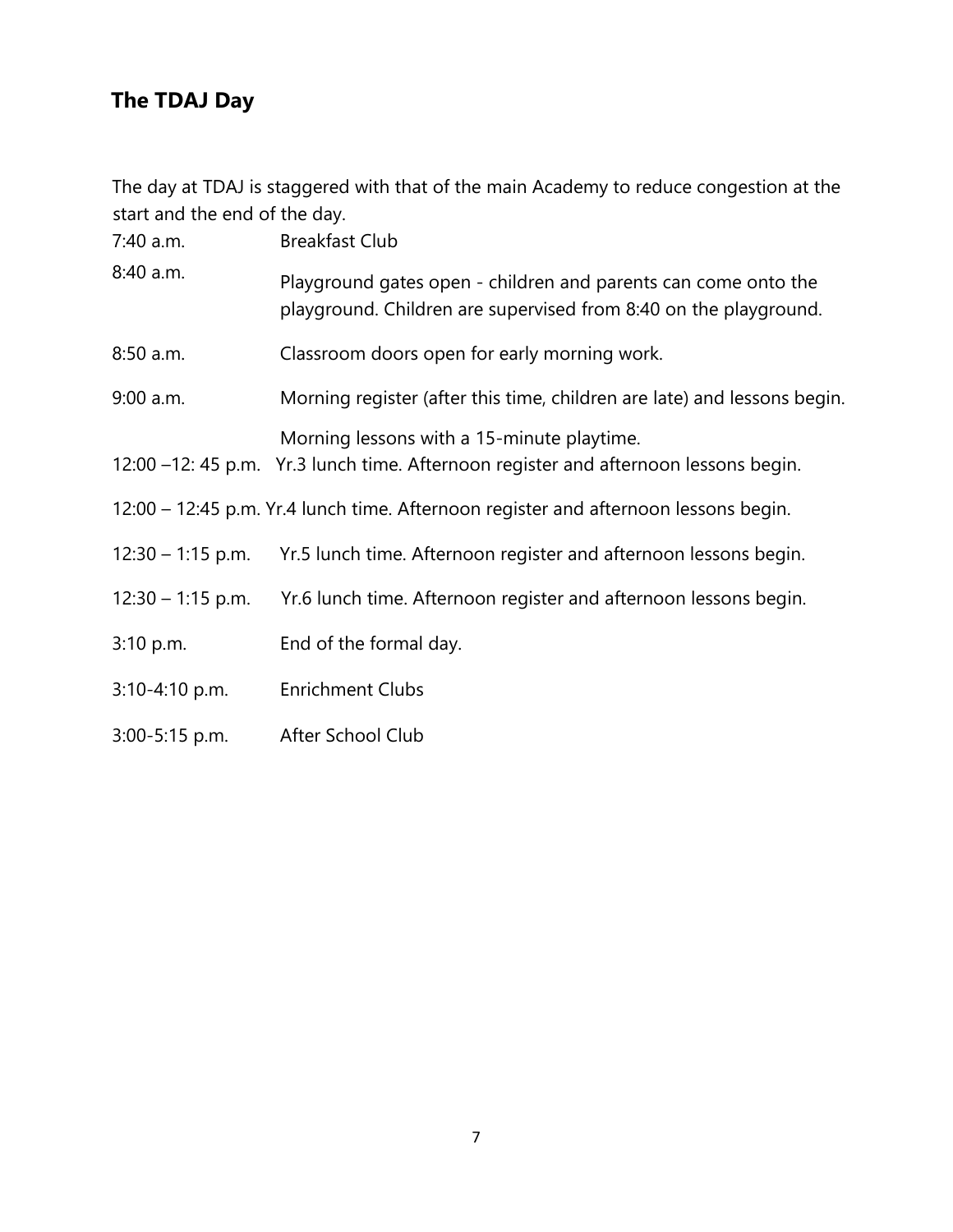## The TDAJ Day

The day at TDAJ is staggered with that of the main Academy to reduce congestion at the start and the end of the day.

| | |
|---|---|
| 7:40 a.m. | Breakfast Club |
| 8:40 a.m. | Playground gates open - children and parents can come onto the playground. Children are supervised from 8:40 on the playground. |
| 8:50 a.m. | Classroom doors open for early morning work. |
| 9:00 a.m. | Morning register (after this time, children are late) and lessons begin. |
| | Morning lessons with a 15-minute playtime. |
| 12:00 –12: 45 p.m. | Yr.3 lunch time. Afternoon register and afternoon lessons begin. |
| 12:00 – 12:45 p.m. | Yr.4 lunch time. Afternoon register and afternoon lessons begin. |
| 12:30 – 1:15 p.m. | Yr.5 lunch time. Afternoon register and afternoon lessons begin. |
| 12:30 – 1:15 p.m. | Yr.6 lunch time. Afternoon register and afternoon lessons begin. |
| 3:10 p.m. | End of the formal day. |
| 3:10-4:10 p.m. | Enrichment Clubs |
| 3:00-5:15 p.m. | After School Club |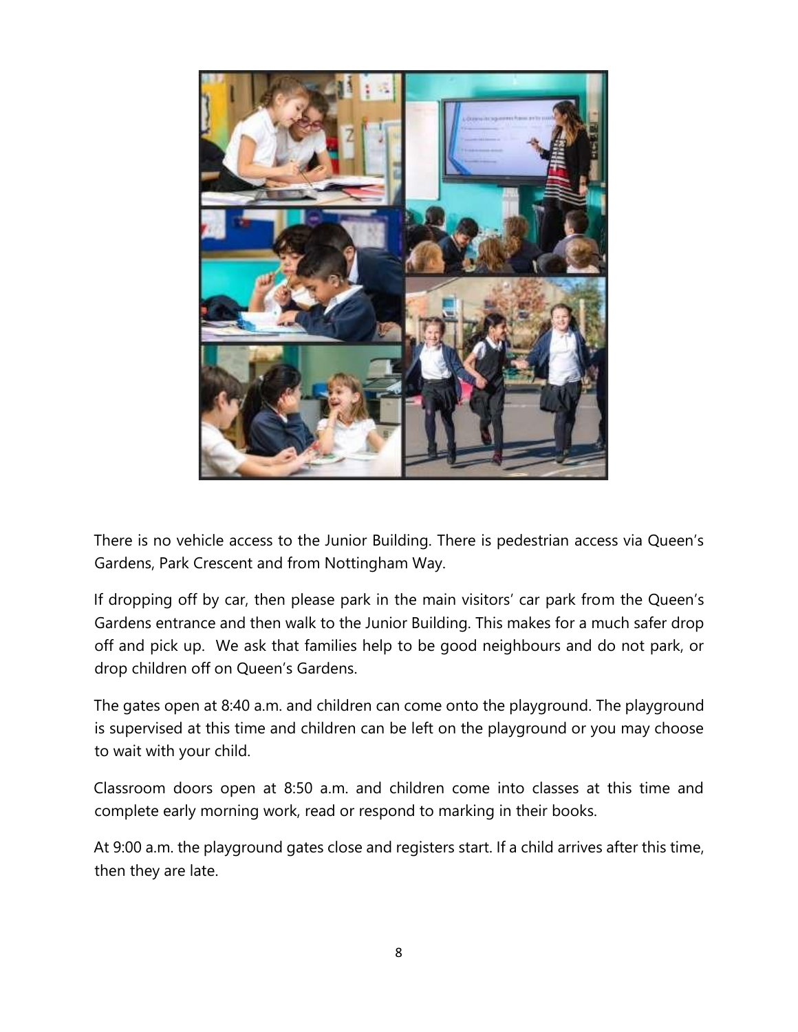There is no vehicle access to the Junior Building. There is pedestrian access via Queen's Gardens, Park Crescent and from Nottingham Way.

If dropping off by car, then please park in the main visitors' car park from the Queen's Gardens entrance and then walk to the Junior Building. This makes for a much safer drop off and pick up. We ask that families help to be good neighbours and do not park, or drop children off on Queen's Gardens.

The gates open at 8:40 a.m. and children can come onto the playground. The playground is supervised at this time and children can be left on the playground or you may choose to wait with your child.

Classroom doors open at 8:50 a.m. and children come into classes at this time and complete early morning work, read or respond to marking in their books.

At 9:00 a.m. the playground gates close and registers start. If a child arrives after this time, then they are late.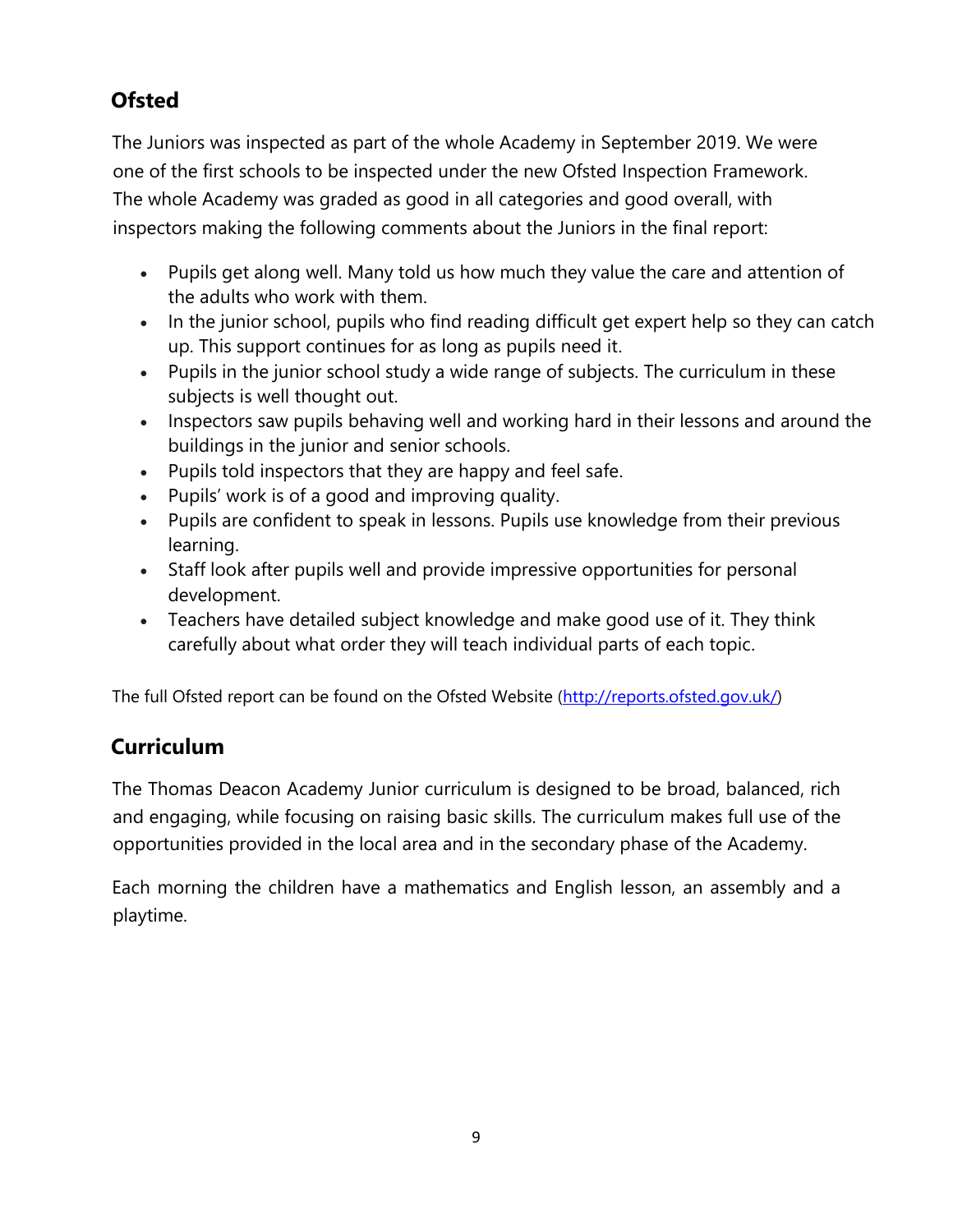## Ofsted

The Juniors was inspected as part of the whole Academy in September 2019. We were one of the first schools to be inspected under the new Ofsted Inspection Framework. The whole Academy was graded as good in all categories and good overall, with inspectors making the following comments about the Juniors in the final report:

- Pupils get along well. Many told us how much they value the care and attention of the adults who work with them.
- In the junior school, pupils who find reading difficult get expert help so they can catch up. This support continues for as long as pupils need it.
- Pupils in the junior school study a wide range of subjects. The curriculum in these subjects is well thought out.
- Inspectors saw pupils behaving well and working hard in their lessons and around the buildings in the junior and senior schools.
- Pupils told inspectors that they are happy and feel safe.
- Pupils' work is of a good and improving quality.
- Pupils are confident to speak in lessons. Pupils use knowledge from their previous learning.
- Staff look after pupils well and provide impressive opportunities for personal development.
- Teachers have detailed subject knowledge and make good use of it. They think carefully about what order they will teach individual parts of each topic.

The full Ofsted report can be found on the Ofsted Website (http://reports.ofsted.gov.uk/)

## Curriculum

The Thomas Deacon Academy Junior curriculum is designed to be broad, balanced, rich and engaging, while focusing on raising basic skills. The curriculum makes full use of the opportunities provided in the local area and in the secondary phase of the Academy.

Each morning the children have a mathematics and English lesson, an assembly and a playtime.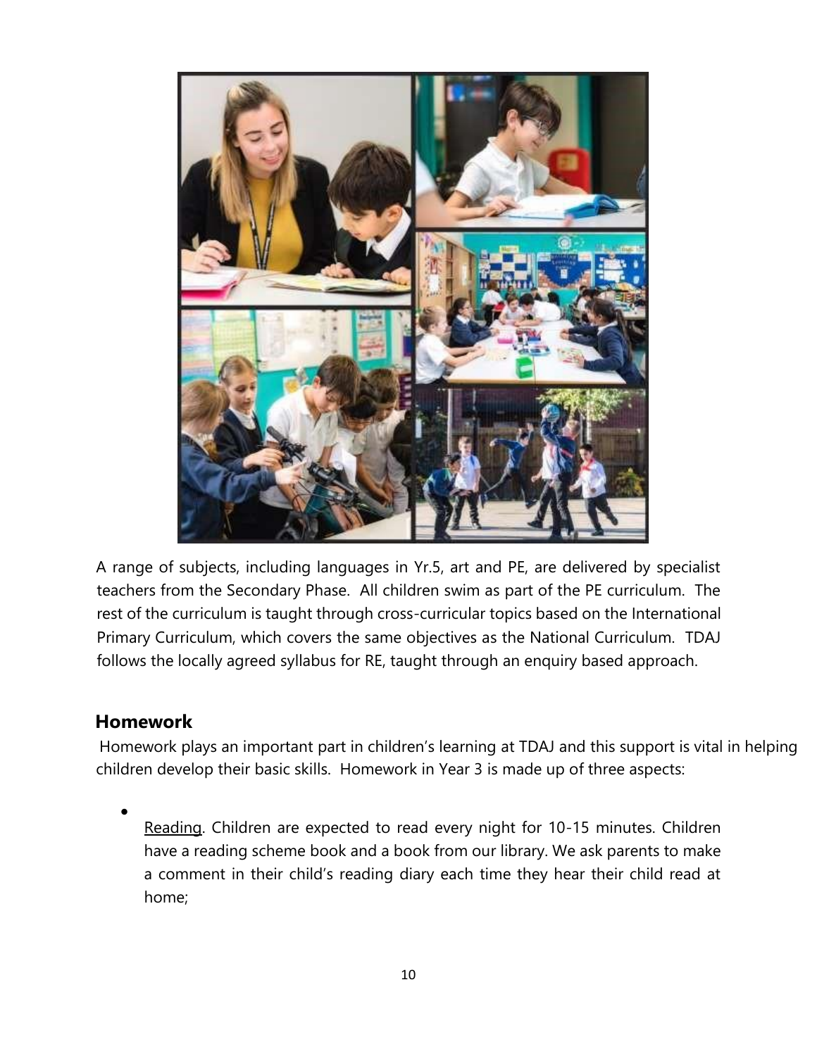A range of subjects, including languages in Yr.5, art and PE, are delivered by specialist teachers from the Secondary Phase. All children swim as part of the PE curriculum. The rest of the curriculum is taught through cross-curricular topics based on the International Primary Curriculum, which covers the same objectives as the National Curriculum. TDAJ follows the locally agreed syllabus for RE, taught through an enquiry based approach.

## Homework

Homework plays an important part in children's learning at TDAJ and this support is vital in helping children develop their basic skills. Homework in Year 3 is made up of three aspects:

- Reading. Children are expected to read every night for 10-15 minutes. Children have a reading scheme book and a book from our library. We ask parents to make a comment in their child's reading diary each time they hear their child read at home;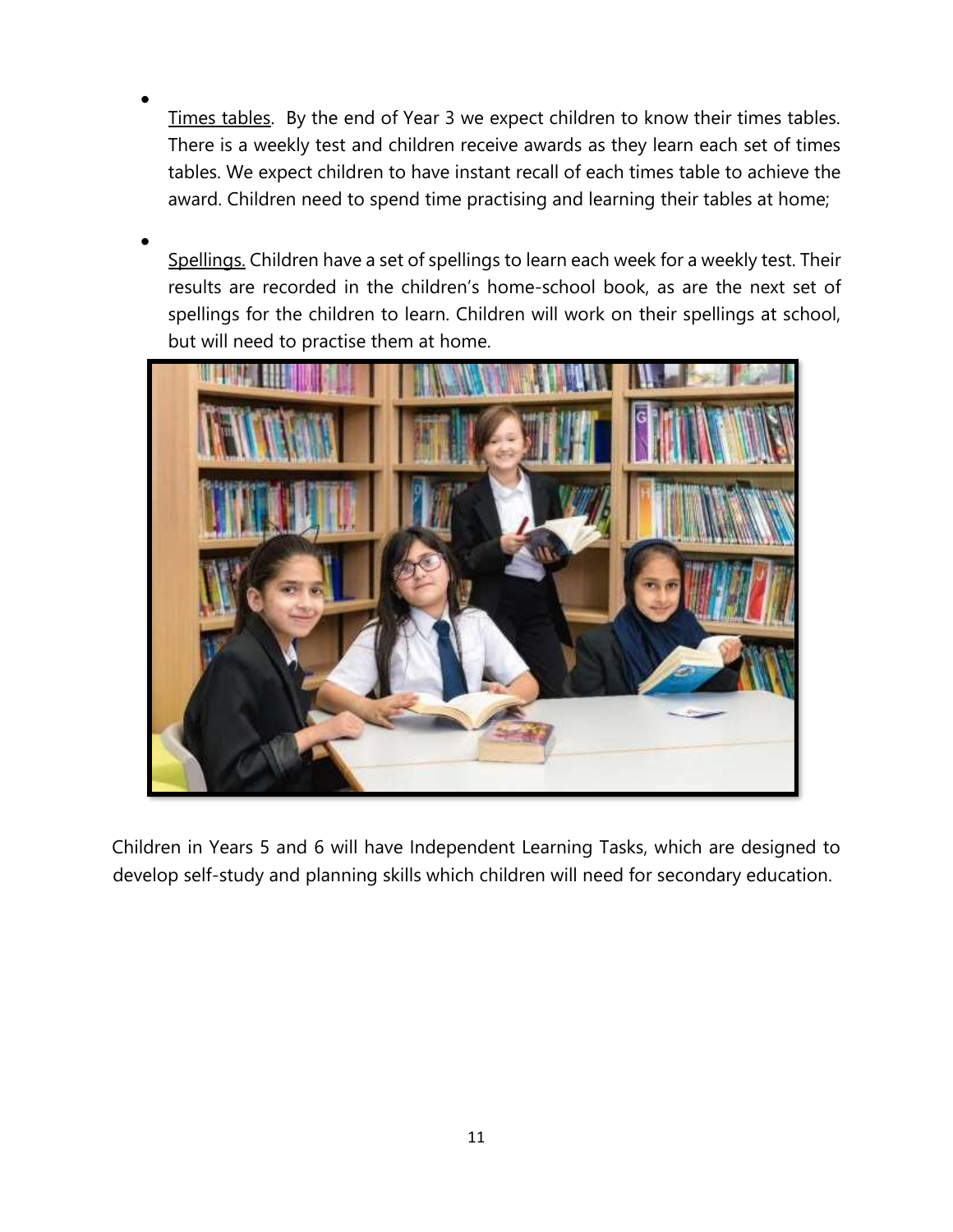- <u>Times tables</u>. By the end of Year 3 we expect children to know their times tables. There is a weekly test and children receive awards as they learn each set of times tables. We expect children to have instant recall of each times table to achieve the award. Children need to spend time practising and learning their tables at home;

- <u>Spellings.</u> Children have a set of spellings to learn each week for a weekly test. Their results are recorded in the children's home-school book, as are the next set of spellings for the children to learn. Children will work on their spellings at school, but will need to practise them at home.

Children in Years 5 and 6 will have Independent Learning Tasks, which are designed to develop self-study and planning skills which children will need for secondary education.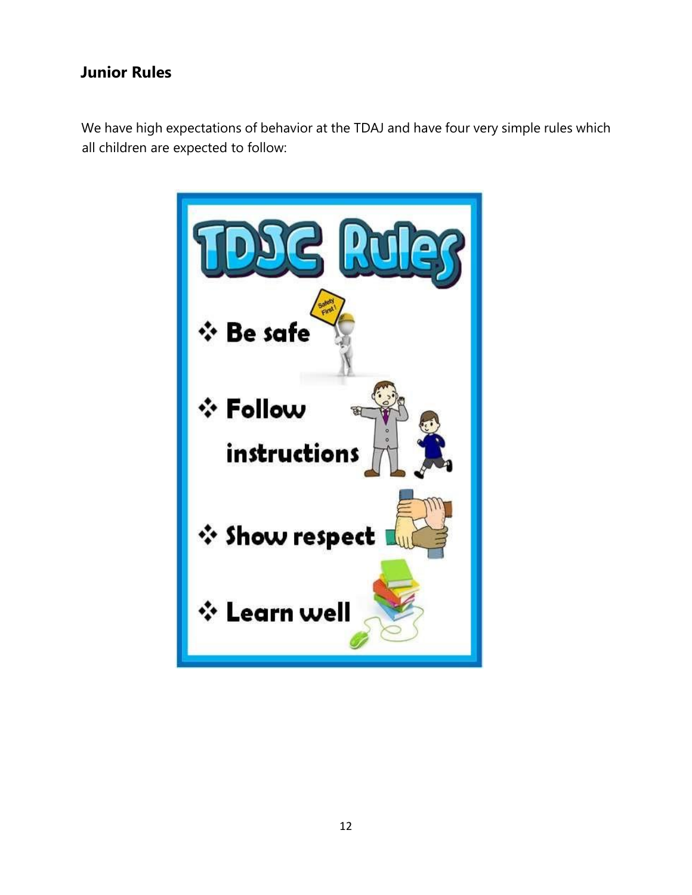## Junior Rules

We have high expectations of behavior at the TDAJ and have four very simple rules which all children are expected to follow:

# TDJC Rules

- Be safe
- Follow instructions
- Show respect
- Learn well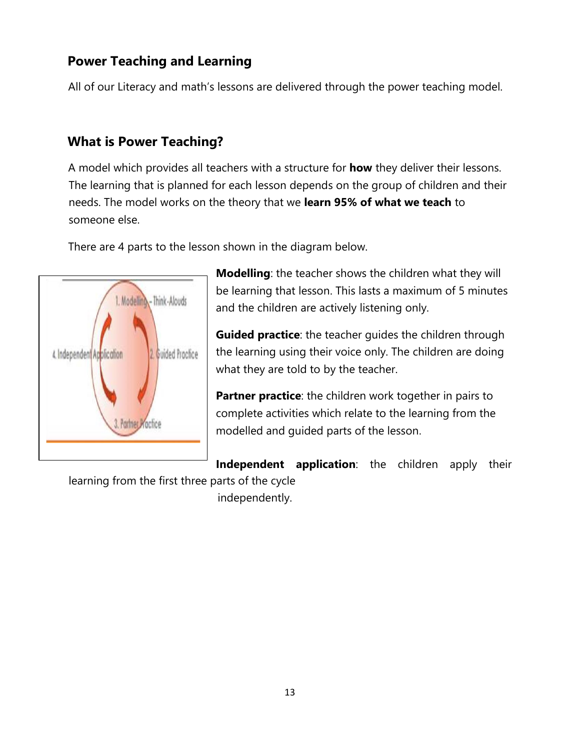## Power Teaching and Learning

All of our Literacy and math's lessons are delivered through the power teaching model.

## What is Power Teaching?

A model which provides all teachers with a structure for **how** they deliver their lessons. The learning that is planned for each lesson depends on the group of children and their needs. The model works on the theory that we **learn 95% of what we teach** to someone else.

There are 4 parts to the lesson shown in the diagram below.

**Modelling**: the teacher shows the children what they will be learning that lesson. This lasts a maximum of 5 minutes and the children are actively listening only.

**Guided practice**: the teacher guides the children through the learning using their voice only. The children are doing what they are told to by the teacher.

**Partner practice**: the children work together in pairs to complete activities which relate to the learning from the modelled and guided parts of the lesson.

**Independent application**: the children apply their learning from the first three parts of the cycle independently.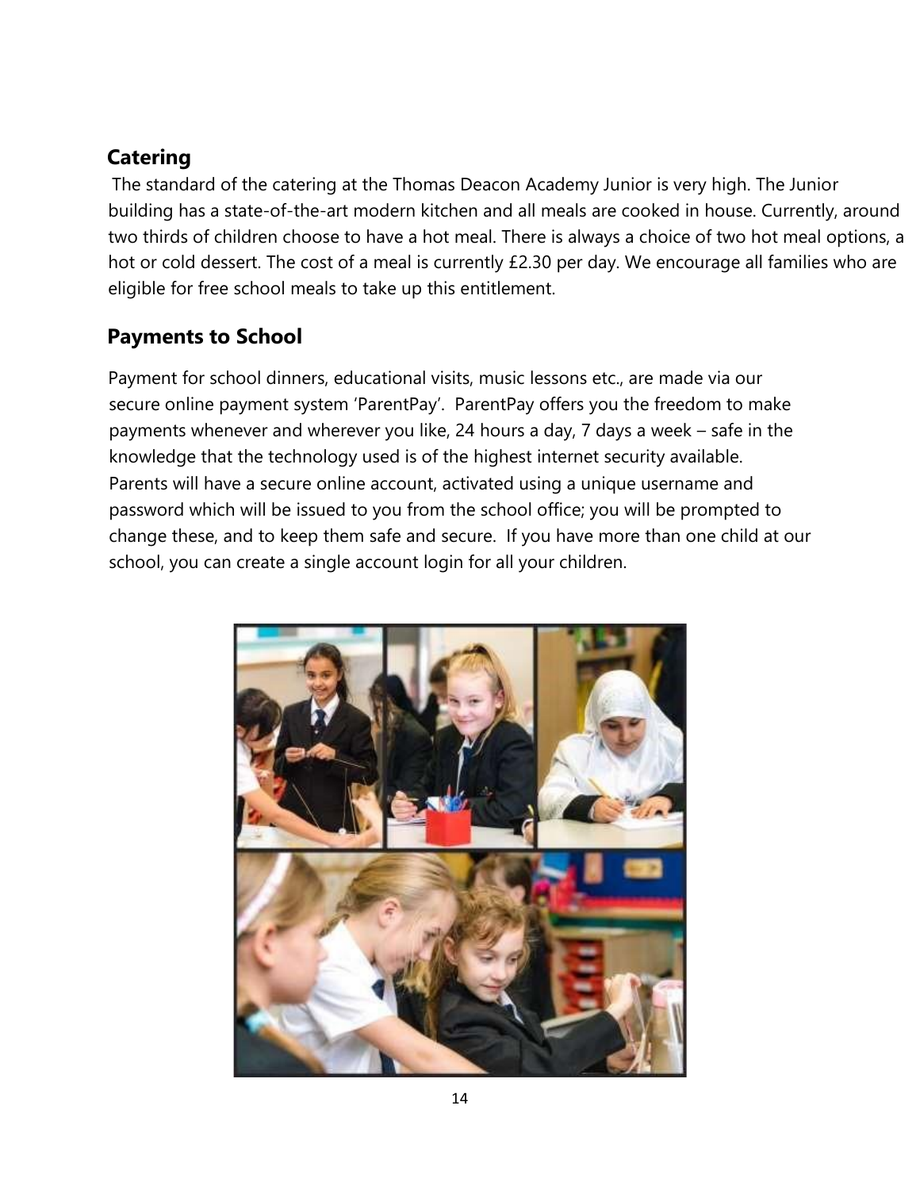## Catering

The standard of the catering at the Thomas Deacon Academy Junior is very high. The Junior building has a state-of-the-art modern kitchen and all meals are cooked in house. Currently, around two thirds of children choose to have a hot meal. There is always a choice of two hot meal options, a hot or cold dessert. The cost of a meal is currently £2.30 per day. We encourage all families who are eligible for free school meals to take up this entitlement.

## Payments to School

Payment for school dinners, educational visits, music lessons etc., are made via our secure online payment system 'ParentPay'. ParentPay offers you the freedom to make payments whenever and wherever you like, 24 hours a day, 7 days a week – safe in the knowledge that the technology used is of the highest internet security available. Parents will have a secure online account, activated using a unique username and password which will be issued to you from the school office; you will be prompted to change these, and to keep them safe and secure. If you have more than one child at our school, you can create a single account login for all your children.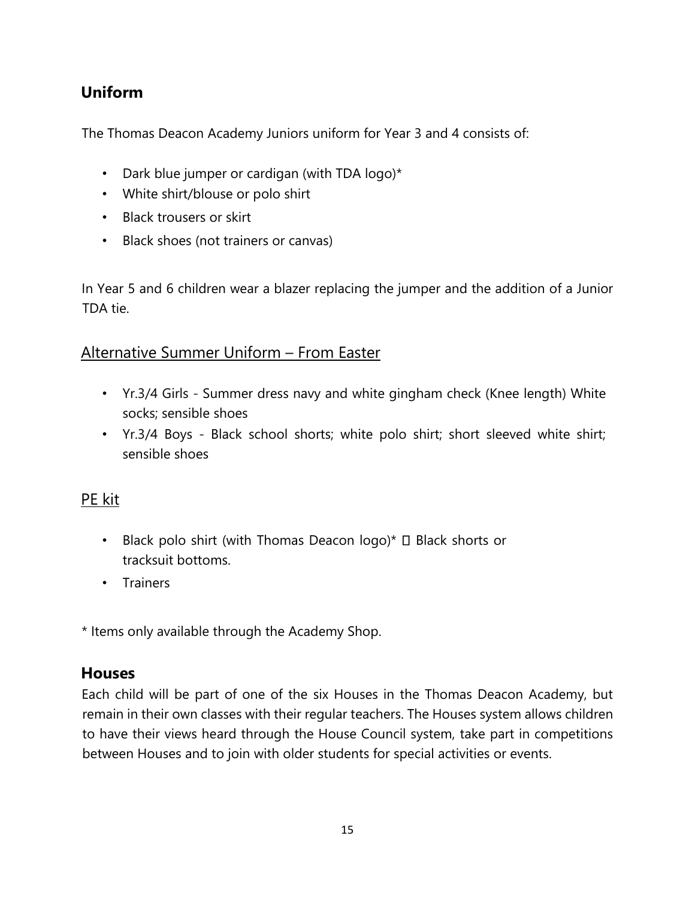## Uniform

The Thomas Deacon Academy Juniors uniform for Year 3 and 4 consists of:

- Dark blue jumper or cardigan (with TDA logo)*
- White shirt/blouse or polo shirt
- Black trousers or skirt
- Black shoes (not trainers or canvas)

In Year 5 and 6 children wear a blazer replacing the jumper and the addition of a Junior TDA tie.

### Alternative Summer Uniform – From Easter

- Yr.3/4 Girls - Summer dress navy and white gingham check (Knee length) White socks; sensible shoes
- Yr.3/4 Boys - Black school shorts; white polo shirt; short sleeved white shirt; sensible shoes

### PE kit

- Black polo shirt (with Thomas Deacon logo)*  Black shorts or tracksuit bottoms.
- Trainers

* Items only available through the Academy Shop.

## Houses

Each child will be part of one of the six Houses in the Thomas Deacon Academy, but remain in their own classes with their regular teachers. The Houses system allows children to have their views heard through the House Council system, take part in competitions between Houses and to join with older students for special activities or events.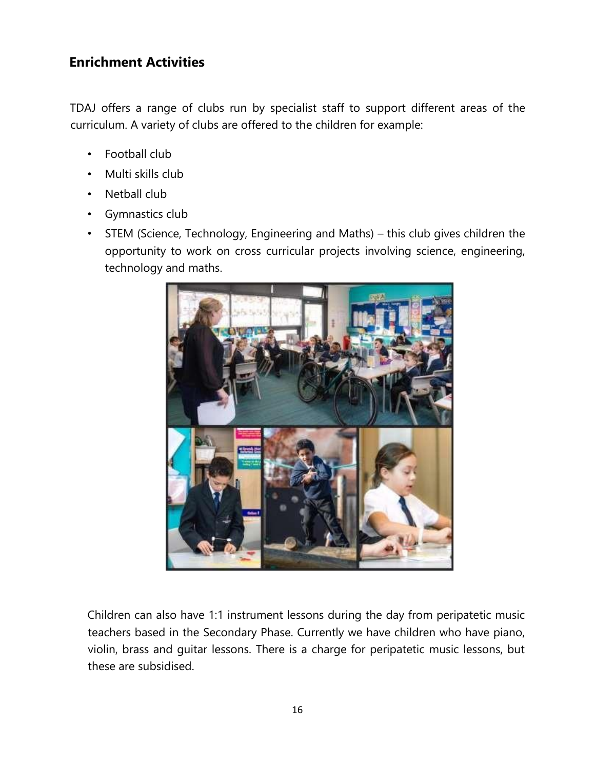## Enrichment Activities

TDAJ offers a range of clubs run by specialist staff to support different areas of the curriculum. A variety of clubs are offered to the children for example:

- Football club
- Multi skills club
- Netball club
- Gymnastics club
- STEM (Science, Technology, Engineering and Maths) – this club gives children the opportunity to work on cross curricular projects involving science, engineering, technology and maths.

Children can also have 1:1 instrument lessons during the day from peripatetic music teachers based in the Secondary Phase. Currently we have children who have piano, violin, brass and guitar lessons. There is a charge for peripatetic music lessons, but these are subsidised.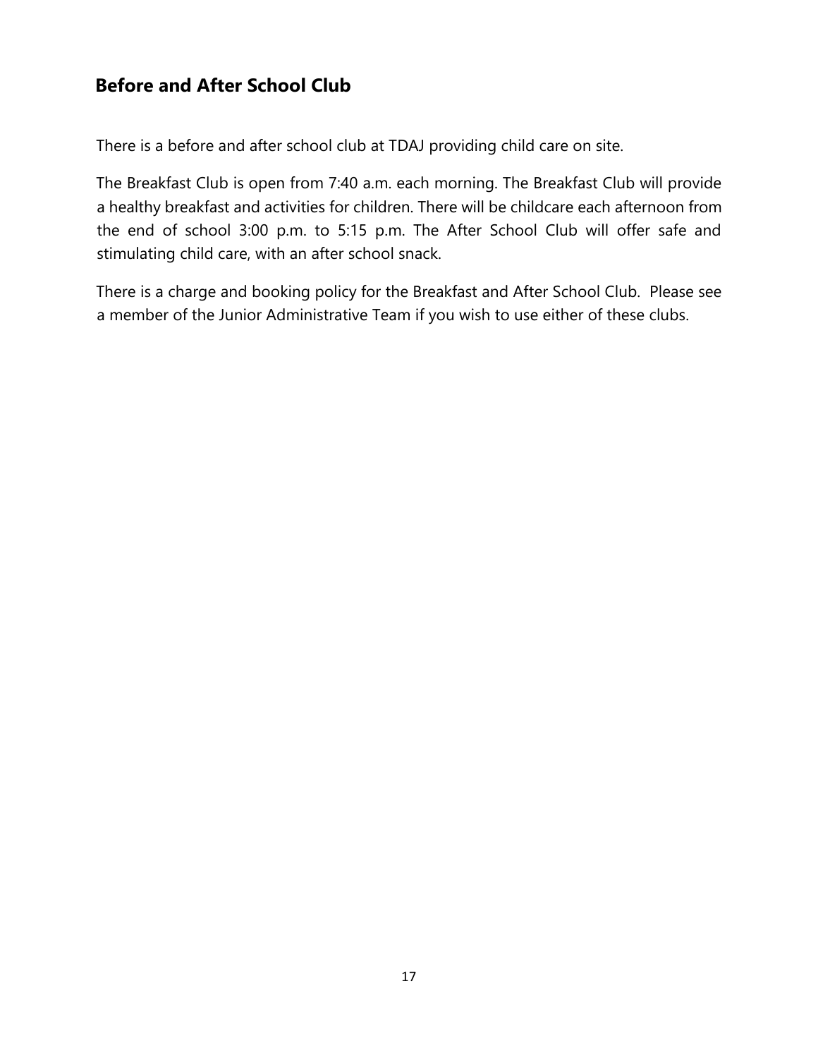## Before and After School Club

There is a before and after school club at TDAJ providing child care on site.

The Breakfast Club is open from 7:40 a.m. each morning. The Breakfast Club will provide a healthy breakfast and activities for children. There will be childcare each afternoon from the end of school 3:00 p.m. to 5:15 p.m. The After School Club will offer safe and stimulating child care, with an after school snack.

There is a charge and booking policy for the Breakfast and After School Club. Please see a member of the Junior Administrative Team if you wish to use either of these clubs.